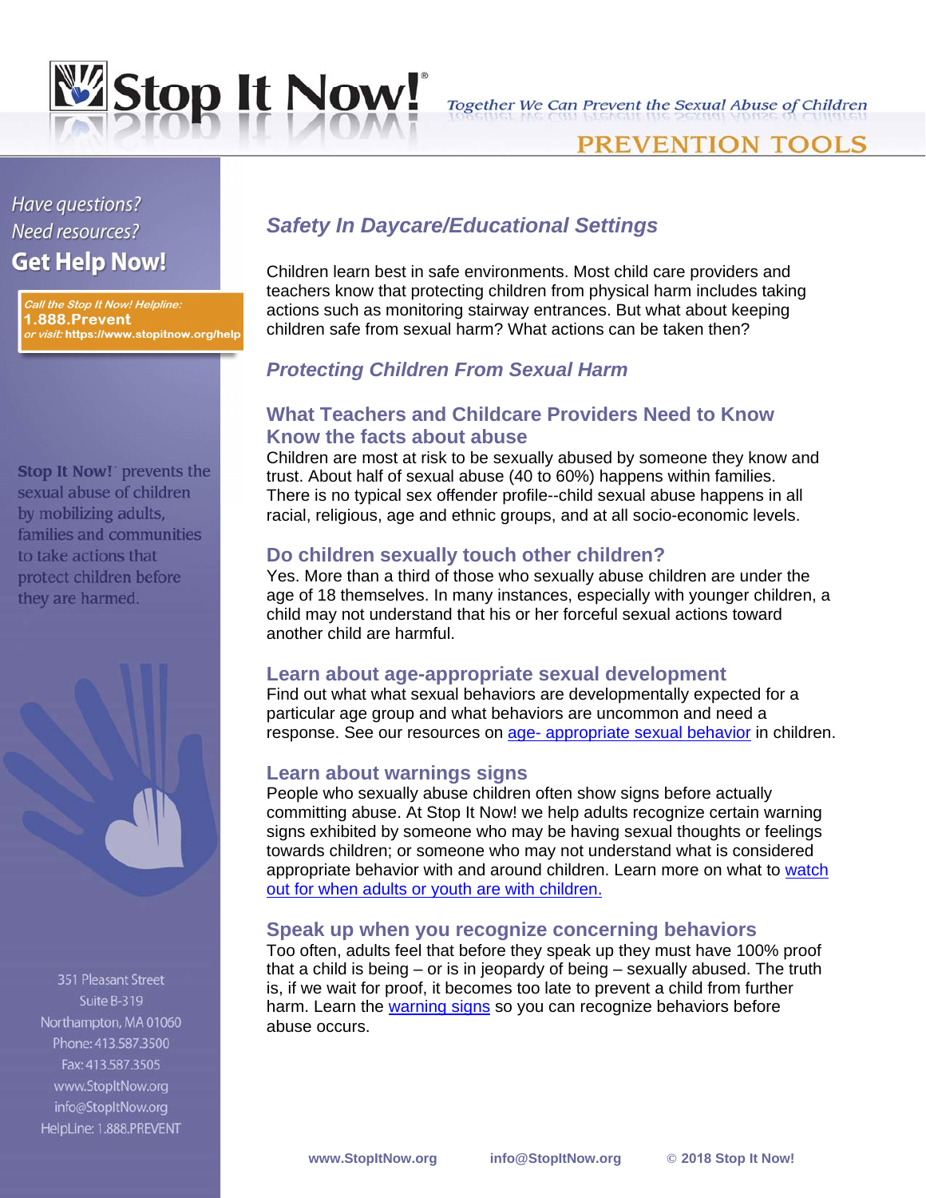# Stop It Now!

*Together We Can Prevent the Sexual Abuse of Children*

PREVENTION TOOLS

*Have questions?*
*Need resources?*
**Get Help Now!**

*Call the Stop It Now! Helpline:*
**1.888.Prevent**
*or visit:* **https://www.stopitnow.org/help**

**Stop It Now!** prevents the sexual abuse of children by mobilizing adults, families and communities to take actions that protect children before they are harmed.

351 Pleasant Street
Suite B-319
Northampton, MA 01060
Phone: 413.587.3500
Fax: 413.587.3505
www.StopItNow.org
info@StopItNow.org
HelpLine: 1.888.PREVENT

## *Safety In Daycare/Educational Settings*

Children learn best in safe environments. Most child care providers and teachers know that protecting children from physical harm includes taking actions such as monitoring stairway entrances. But what about keeping children safe from sexual harm? What actions can be taken then?

## *Protecting Children From Sexual Harm*

### What Teachers and Childcare Providers Need to Know

### Know the facts about abuse

Children are most at risk to be sexually abused by someone they know and trust. About half of sexual abuse (40 to 60%) happens within families. There is no typical sex offender profile--child sexual abuse happens in all racial, religious, age and ethnic groups, and at all socio-economic levels.

### Do children sexually touch other children?

Yes. More than a third of those who sexually abuse children are under the age of 18 themselves. In many instances, especially with younger children, a child may not understand that his or her forceful sexual actions toward another child are harmful.

### Learn about age-appropriate sexual development

Find out what what sexual behaviors are developmentally expected for a particular age group and what behaviors are uncommon and need a response. See our resources on age- appropriate sexual behavior in children.

### Learn about warnings signs

People who sexually abuse children often show signs before actually committing abuse. At Stop It Now! we help adults recognize certain warning signs exhibited by someone who may be having sexual thoughts or feelings towards children; or someone who may not understand what is considered appropriate behavior with and around children. Learn more on what to watch out for when adults or youth are with children.

### Speak up when you recognize concerning behaviors

Too often, adults feel that before they speak up they must have 100% proof that a child is being – or is in jeopardy of being – sexually abused. The truth is, if we wait for proof, it becomes too late to prevent a child from further harm. Learn the warning signs so you can recognize behaviors before abuse occurs.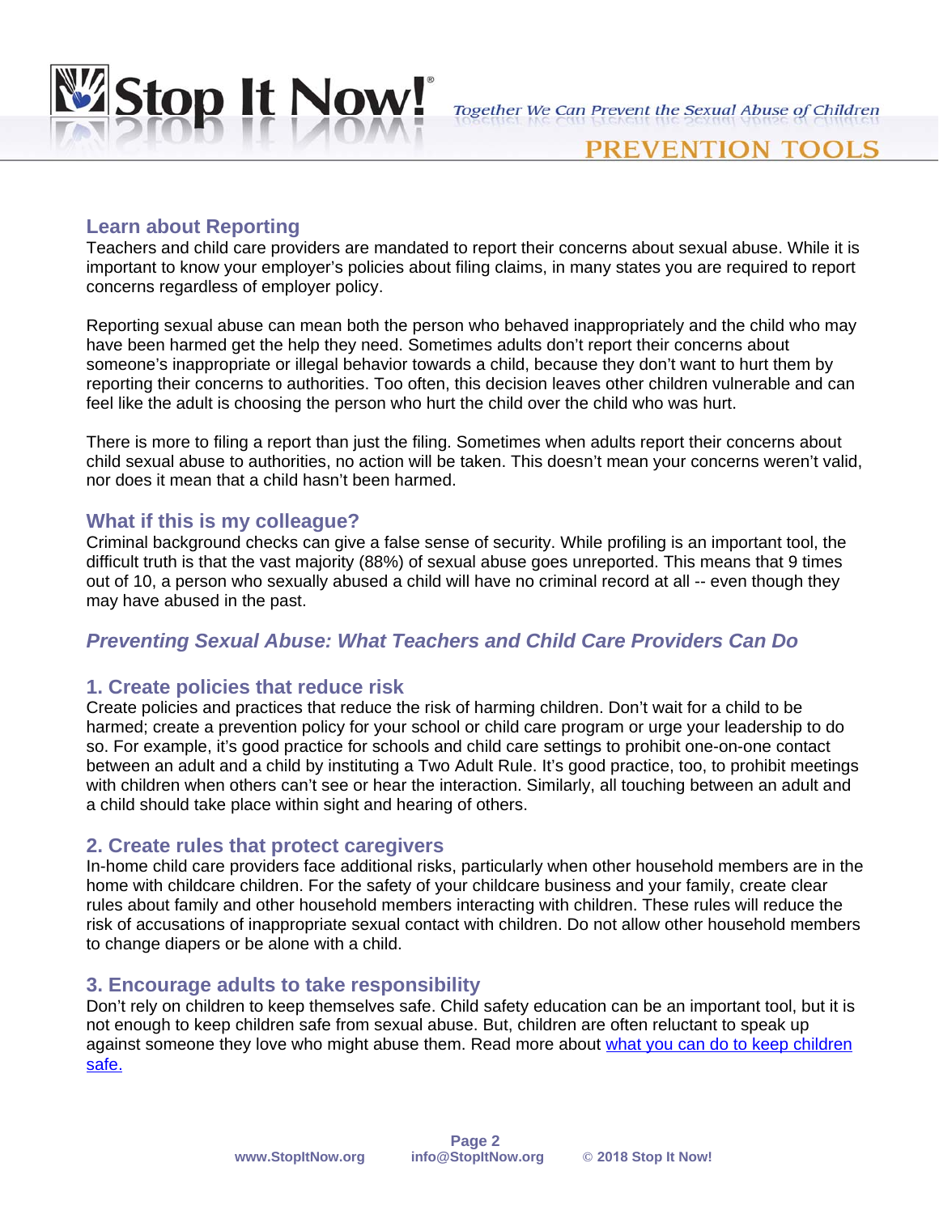## Learn about Reporting

Teachers and child care providers are mandated to report their concerns about sexual abuse. While it is important to know your employer's policies about filing claims, in many states you are required to report concerns regardless of employer policy.

Reporting sexual abuse can mean both the person who behaved inappropriately and the child who may have been harmed get the help they need. Sometimes adults don't report their concerns about someone's inappropriate or illegal behavior towards a child, because they don't want to hurt them by reporting their concerns to authorities. Too often, this decision leaves other children vulnerable and can feel like the adult is choosing the person who hurt the child over the child who was hurt.

There is more to filing a report than just the filing. Sometimes when adults report their concerns about child sexual abuse to authorities, no action will be taken. This doesn't mean your concerns weren't valid, nor does it mean that a child hasn't been harmed.

## What if this is my colleague?

Criminal background checks can give a false sense of security. While profiling is an important tool, the difficult truth is that the vast majority (88%) of sexual abuse goes unreported. This means that 9 times out of 10, a person who sexually abused a child will have no criminal record at all -- even though they may have abused in the past.

## *Preventing Sexual Abuse: What Teachers and Child Care Providers Can Do*

### 1. Create policies that reduce risk

Create policies and practices that reduce the risk of harming children. Don't wait for a child to be harmed; create a prevention policy for your school or child care program or urge your leadership to do so. For example, it's good practice for schools and child care settings to prohibit one-on-one contact between an adult and a child by instituting a Two Adult Rule. It's good practice, too, to prohibit meetings with children when others can't see or hear the interaction. Similarly, all touching between an adult and a child should take place within sight and hearing of others.

### 2. Create rules that protect caregivers

In-home child care providers face additional risks, particularly when other household members are in the home with childcare children. For the safety of your childcare business and your family, create clear rules about family and other household members interacting with children. These rules will reduce the risk of accusations of inappropriate sexual contact with children. Do not allow other household members to change diapers or be alone with a child.

### 3. Encourage adults to take responsibility

Don't rely on children to keep themselves safe. Child safety education can be an important tool, but it is not enough to keep children safe from sexual abuse. But, children are often reluctant to speak up against someone they love who might abuse them. Read more about [what you can do to keep children safe.]()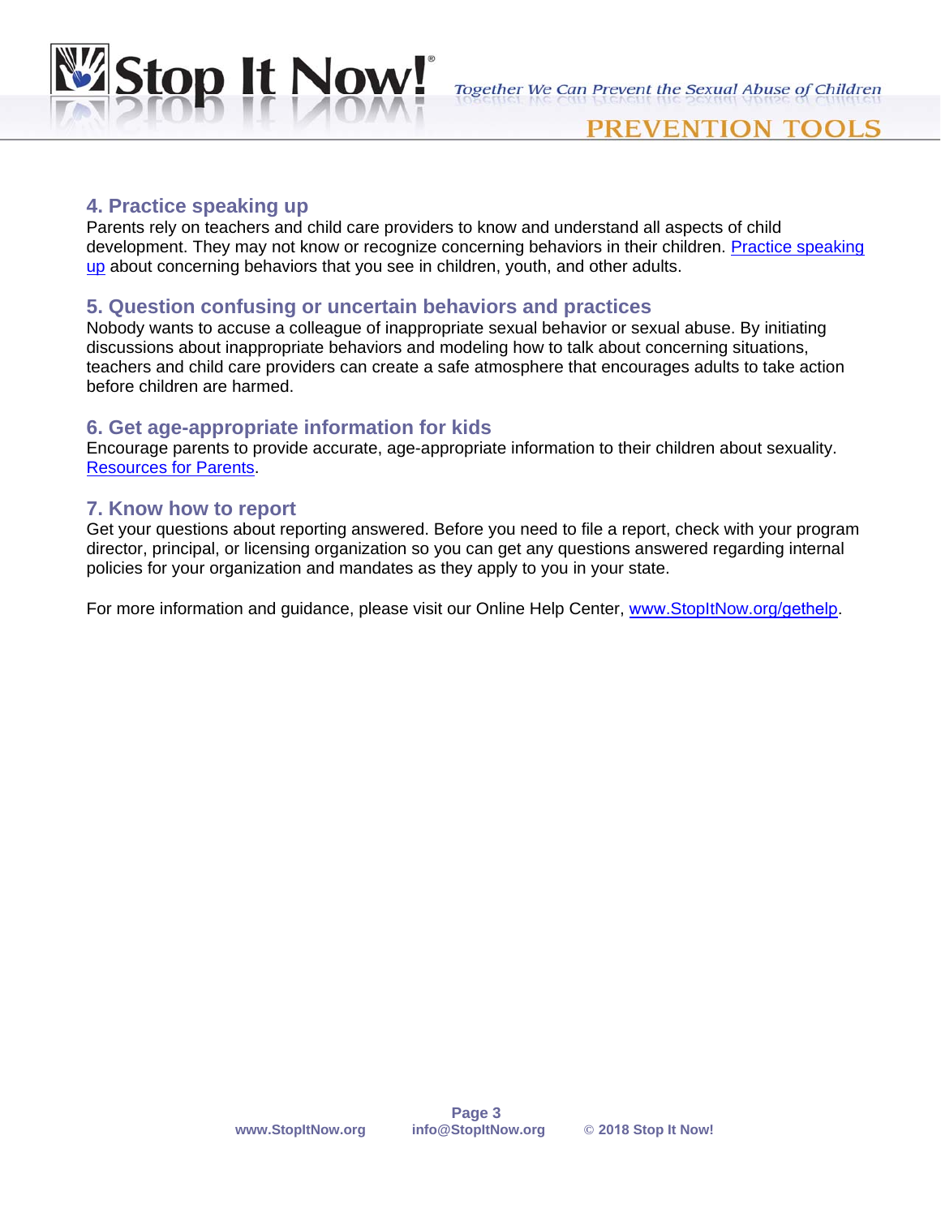## 4. Practice speaking up

Parents rely on teachers and child care providers to know and understand all aspects of child development. They may not know or recognize concerning behaviors in their children. Practice speaking up about concerning behaviors that you see in children, youth, and other adults.

## 5. Question confusing or uncertain behaviors and practices

Nobody wants to accuse a colleague of inappropriate sexual behavior or sexual abuse. By initiating discussions about inappropriate behaviors and modeling how to talk about concerning situations, teachers and child care providers can create a safe atmosphere that encourages adults to take action before children are harmed.

## 6. Get age-appropriate information for kids

Encourage parents to provide accurate, age-appropriate information to their children about sexuality. Resources for Parents.

## 7. Know how to report

Get your questions about reporting answered. Before you need to file a report, check with your program director, principal, or licensing organization so you can get any questions answered regarding internal policies for your organization and mandates as they apply to you in your state.

For more information and guidance, please visit our Online Help Center, www.StopItNow.org/gethelp.